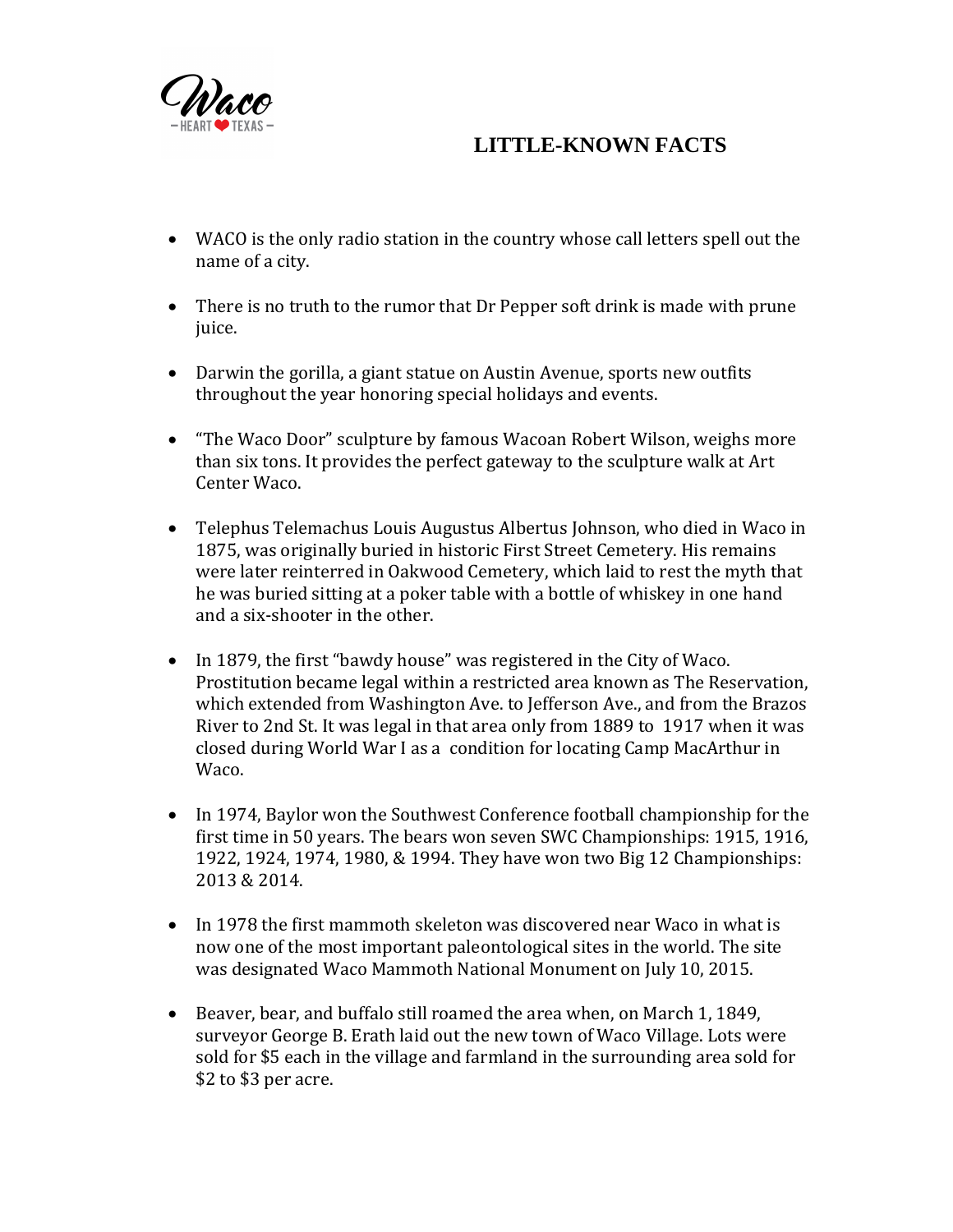# LITTLE-KNOWN FACTS

- WACO is the only radio station in the country whose call letters spell out the name of a city.

- There is no truth to the rumor that Dr Pepper soft drink is made with prune juice.

- Darwin the gorilla, a giant statue on Austin Avenue, sports new outfits throughout the year honoring special holidays and events.

- "The Waco Door" sculpture by famous Wacoan Robert Wilson, weighs more than six tons. It provides the perfect gateway to the sculpture walk at Art Center Waco.

- Telephus Telemachus Louis Augustus Albertus Johnson, who died in Waco in 1875, was originally buried in historic First Street Cemetery. His remains were later reinterred in Oakwood Cemetery, which laid to rest the myth that he was buried sitting at a poker table with a bottle of whiskey in one hand and a six-shooter in the other.

- In 1879, the first "bawdy house" was registered in the City of Waco. Prostitution became legal within a restricted area known as The Reservation, which extended from Washington Ave. to Jefferson Ave., and from the Brazos River to 2nd St. It was legal in that area only from 1889 to 1917 when it was closed during World War I as a condition for locating Camp MacArthur in Waco.

- In 1974, Baylor won the Southwest Conference football championship for the first time in 50 years. The bears won seven SWC Championships: 1915, 1916, 1922, 1924, 1974, 1980, & 1994. They have won two Big 12 Championships: 2013 & 2014.

- In 1978 the first mammoth skeleton was discovered near Waco in what is now one of the most important paleontological sites in the world. The site was designated Waco Mammoth National Monument on July 10, 2015.

- Beaver, bear, and buffalo still roamed the area when, on March 1, 1849, surveyor George B. Erath laid out the new town of Waco Village. Lots were sold for $5 each in the village and farmland in the surrounding area sold for $2 to $3 per acre.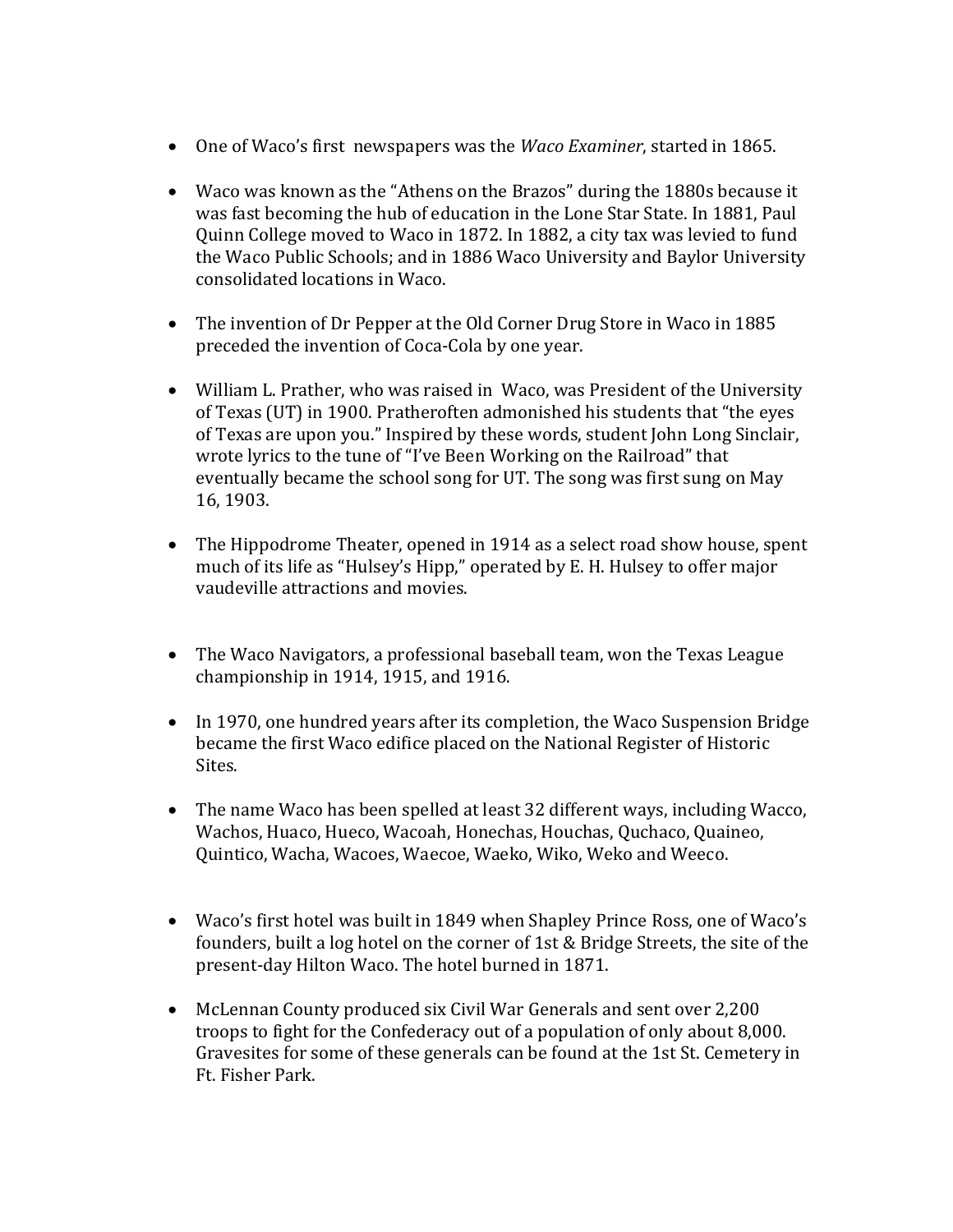- One of Waco's first newspapers was the *Waco Examiner*, started in 1865.

- Waco was known as the "Athens on the Brazos" during the 1880s because it was fast becoming the hub of education in the Lone Star State. In 1881, Paul Quinn College moved to Waco in 1872. In 1882, a city tax was levied to fund the Waco Public Schools; and in 1886 Waco University and Baylor University consolidated locations in Waco.

- The invention of Dr Pepper at the Old Corner Drug Store in Waco in 1885 preceded the invention of Coca-Cola by one year.

- William L. Prather, who was raised in Waco, was President of the University of Texas (UT) in 1900. Pratheroften admonished his students that "the eyes of Texas are upon you." Inspired by these words, student John Long Sinclair, wrote lyrics to the tune of "I've Been Working on the Railroad" that eventually became the school song for UT. The song was first sung on May 16, 1903.

- The Hippodrome Theater, opened in 1914 as a select road show house, spent much of its life as "Hulsey's Hipp," operated by E. H. Hulsey to offer major vaudeville attractions and movies.

- The Waco Navigators, a professional baseball team, won the Texas League championship in 1914, 1915, and 1916.

- In 1970, one hundred years after its completion, the Waco Suspension Bridge became the first Waco edifice placed on the National Register of Historic Sites.

- The name Waco has been spelled at least 32 different ways, including Wacco, Wachos, Huaco, Hueco, Wacoah, Honechas, Houchas, Quchaco, Quaineo, Quintico, Wacha, Wacoes, Waecoe, Waeko, Wiko, Weko and Weeco.

- Waco's first hotel was built in 1849 when Shapley Prince Ross, one of Waco's founders, built a log hotel on the corner of 1st & Bridge Streets, the site of the present-day Hilton Waco. The hotel burned in 1871.

- McLennan County produced six Civil War Generals and sent over 2,200 troops to fight for the Confederacy out of a population of only about 8,000. Gravesites for some of these generals can be found at the 1st St. Cemetery in Ft. Fisher Park.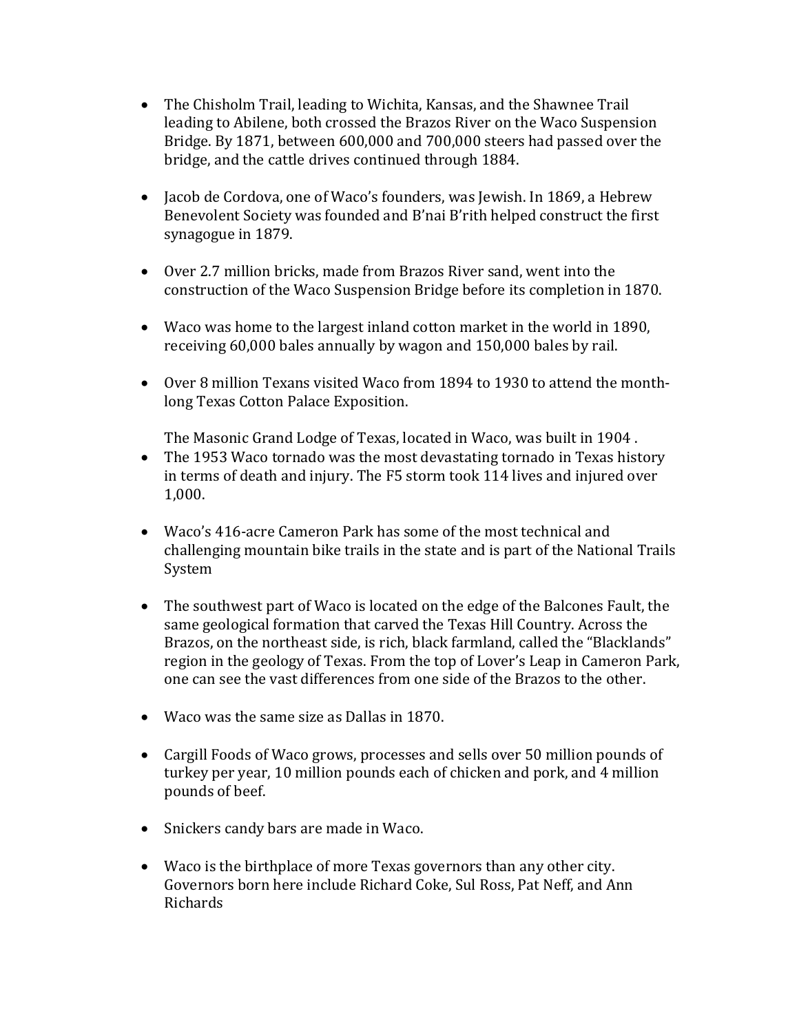- The Chisholm Trail, leading to Wichita, Kansas, and the Shawnee Trail leading to Abilene, both crossed the Brazos River on the Waco Suspension Bridge. By 1871, between 600,000 and 700,000 steers had passed over the bridge, and the cattle drives continued through 1884.

- Jacob de Cordova, one of Waco's founders, was Jewish. In 1869, a Hebrew Benevolent Society was founded and B'nai B'rith helped construct the first synagogue in 1879.

- Over 2.7 million bricks, made from Brazos River sand, went into the construction of the Waco Suspension Bridge before its completion in 1870.

- Waco was home to the largest inland cotton market in the world in 1890, receiving 60,000 bales annually by wagon and 150,000 bales by rail.

- Over 8 million Texans visited Waco from 1894 to 1930 to attend the month-long Texas Cotton Palace Exposition.

  The Masonic Grand Lodge of Texas, located in Waco, was built in 1904 .

- The 1953 Waco tornado was the most devastating tornado in Texas history in terms of death and injury. The F5 storm took 114 lives and injured over 1,000.

- Waco's 416-acre Cameron Park has some of the most technical and challenging mountain bike trails in the state and is part of the National Trails System

- The southwest part of Waco is located on the edge of the Balcones Fault, the same geological formation that carved the Texas Hill Country. Across the Brazos, on the northeast side, is rich, black farmland, called the "Blacklands" region in the geology of Texas. From the top of Lover's Leap in Cameron Park, one can see the vast differences from one side of the Brazos to the other.

- Waco was the same size as Dallas in 1870.

- Cargill Foods of Waco grows, processes and sells over 50 million pounds of turkey per year, 10 million pounds each of chicken and pork, and 4 million pounds of beef.

- Snickers candy bars are made in Waco.

- Waco is the birthplace of more Texas governors than any other city. Governors born here include Richard Coke, Sul Ross, Pat Neff, and Ann Richards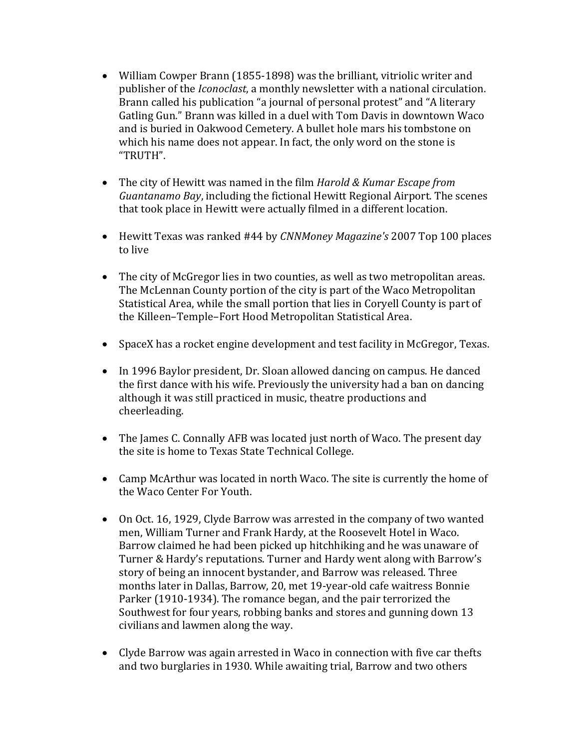- William Cowper Brann (1855-1898) was the brilliant, vitriolic writer and publisher of the *Iconoclast*, a monthly newsletter with a national circulation. Brann called his publication "a journal of personal protest" and "A literary Gatling Gun." Brann was killed in a duel with Tom Davis in downtown Waco and is buried in Oakwood Cemetery. A bullet hole mars his tombstone on which his name does not appear. In fact, the only word on the stone is "TRUTH".

- The city of Hewitt was named in the film *Harold & Kumar Escape from Guantanamo Bay*, including the fictional Hewitt Regional Airport. The scenes that took place in Hewitt were actually filmed in a different location.

- Hewitt Texas was ranked #44 by *CNNMoney Magazine's* 2007 Top 100 places to live

- The city of McGregor lies in two counties, as well as two metropolitan areas. The McLennan County portion of the city is part of the Waco Metropolitan Statistical Area, while the small portion that lies in Coryell County is part of the Killeen–Temple–Fort Hood Metropolitan Statistical Area.

- SpaceX has a rocket engine development and test facility in McGregor, Texas.

- In 1996 Baylor president, Dr. Sloan allowed dancing on campus. He danced the first dance with his wife. Previously the university had a ban on dancing although it was still practiced in music, theatre productions and cheerleading.

- The James C. Connally AFB was located just north of Waco. The present day the site is home to Texas State Technical College.

- Camp McArthur was located in north Waco. The site is currently the home of the Waco Center For Youth.

- On Oct. 16, 1929, Clyde Barrow was arrested in the company of two wanted men, William Turner and Frank Hardy, at the Roosevelt Hotel in Waco. Barrow claimed he had been picked up hitchhiking and he was unaware of Turner & Hardy's reputations. Turner and Hardy went along with Barrow's story of being an innocent bystander, and Barrow was released. Three months later in Dallas, Barrow, 20, met 19-year-old cafe waitress Bonnie Parker (1910-1934). The romance began, and the pair terrorized the Southwest for four years, robbing banks and stores and gunning down 13 civilians and lawmen along the way.

- Clyde Barrow was again arrested in Waco in connection with five car thefts and two burglaries in 1930. While awaiting trial, Barrow and two others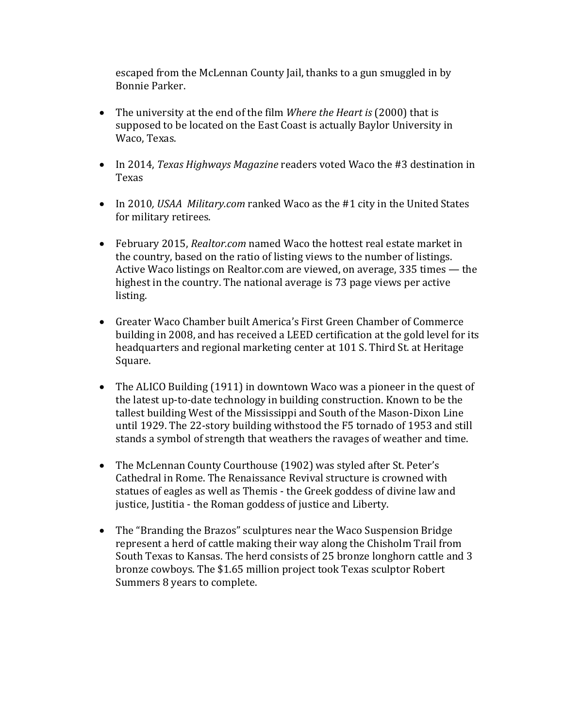escaped from the McLennan County Jail, thanks to a gun smuggled in by Bonnie Parker.

- The university at the end of the film *Where the Heart is* (2000) that is supposed to be located on the East Coast is actually Baylor University in Waco, Texas.

- In 2014, *Texas Highways Magazine* readers voted Waco the #3 destination in Texas

- In 2010*, USAA Military.com* ranked Waco as the #1 city in the United States for military retirees.

- February 2015, *Realtor.com* named Waco the hottest real estate market in the country, based on the ratio of listing views to the number of listings. Active Waco listings on Realtor.com are viewed, on average, 335 times — the highest in the country. The national average is 73 page views per active listing.

- Greater Waco Chamber built America's First Green Chamber of Commerce building in 2008, and has received a LEED certification at the gold level for its headquarters and regional marketing center at 101 S. Third St. at Heritage Square.

- The ALICO Building (1911) in downtown Waco was a pioneer in the quest of the latest up-to-date technology in building construction. Known to be the tallest building West of the Mississippi and South of the Mason-Dixon Line until 1929. The 22-story building withstood the F5 tornado of 1953 and still stands a symbol of strength that weathers the ravages of weather and time.

- The McLennan County Courthouse (1902) was styled after St. Peter's Cathedral in Rome. The Renaissance Revival structure is crowned with statues of eagles as well as Themis - the Greek goddess of divine law and justice, Justitia - the Roman goddess of justice and Liberty.

- The "Branding the Brazos" sculptures near the Waco Suspension Bridge represent a herd of cattle making their way along the Chisholm Trail from South Texas to Kansas. The herd consists of 25 bronze longhorn cattle and 3 bronze cowboys. The $1.65 million project took Texas sculptor Robert Summers 8 years to complete.